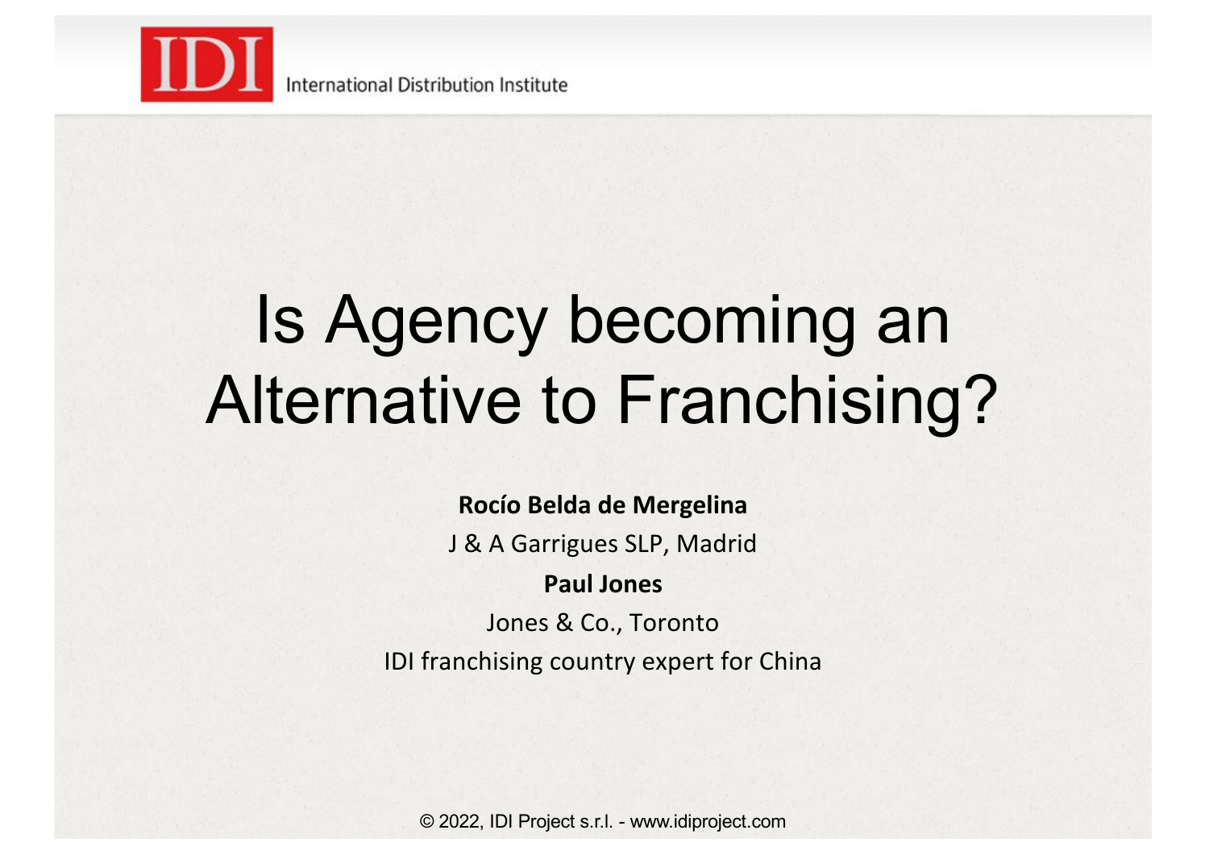IDI International Distribution Institute

# Is Agency becoming an Alternative to Franchising?

**Rocío Belda de Mergelina**

J & A Garrigues SLP, Madrid

**Paul Jones**

Jones & Co., Toronto

IDI franchising country expert for China

© 2022, IDI Project s.r.l. - www.idiproject.com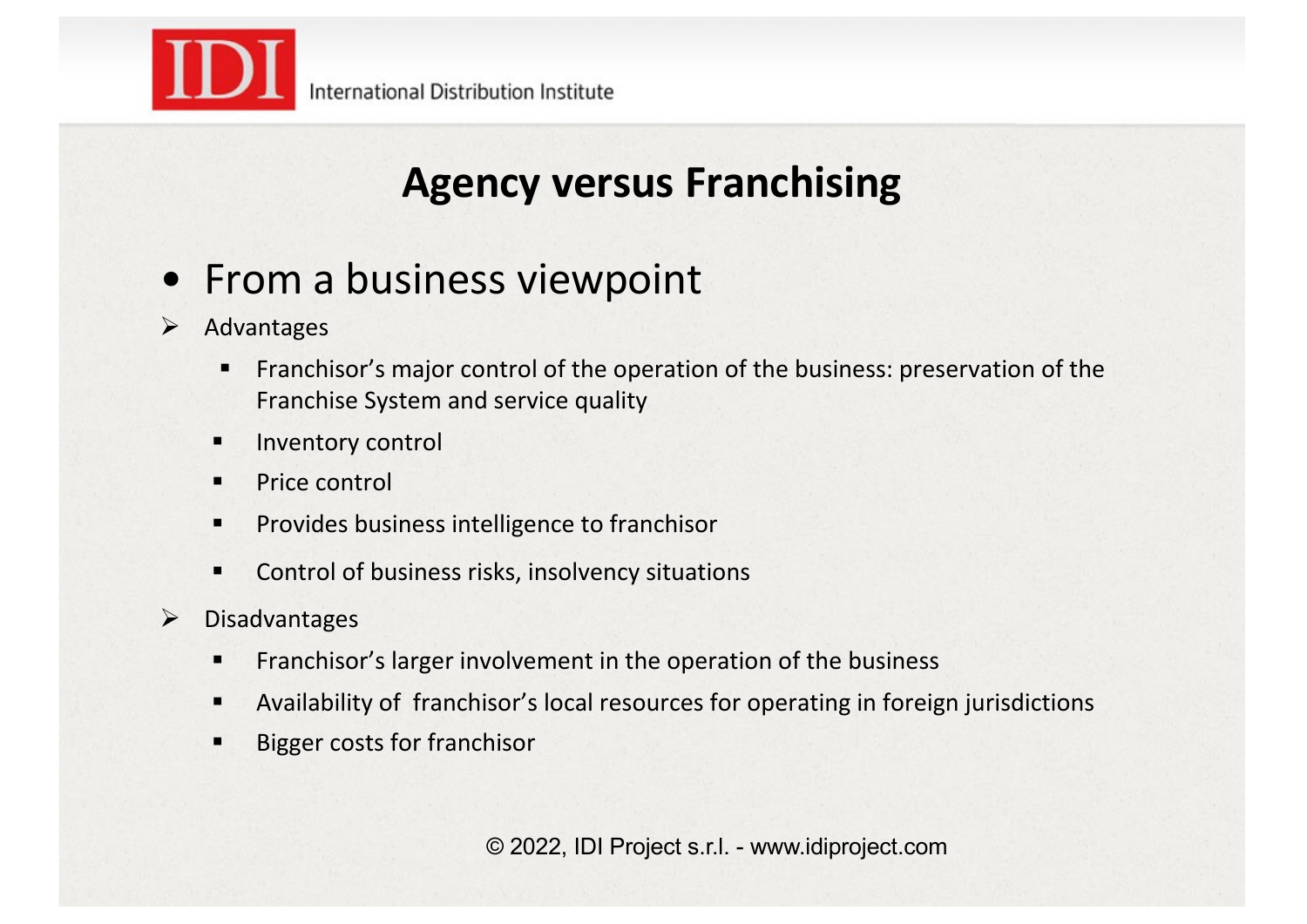# Agency versus Franchising

- From a business viewpoint

- Advantages
  - Franchisor's major control of the operation of the business: preservation of the Franchise System and service quality
  - Inventory control
  - Price control
  - Provides business intelligence to franchisor
  - Control of business risks, insolvency situations

- Disadvantages
  - Franchisor's larger involvement in the operation of the business
  - Availability of franchisor's local resources for operating in foreign jurisdictions
  - Bigger costs for franchisor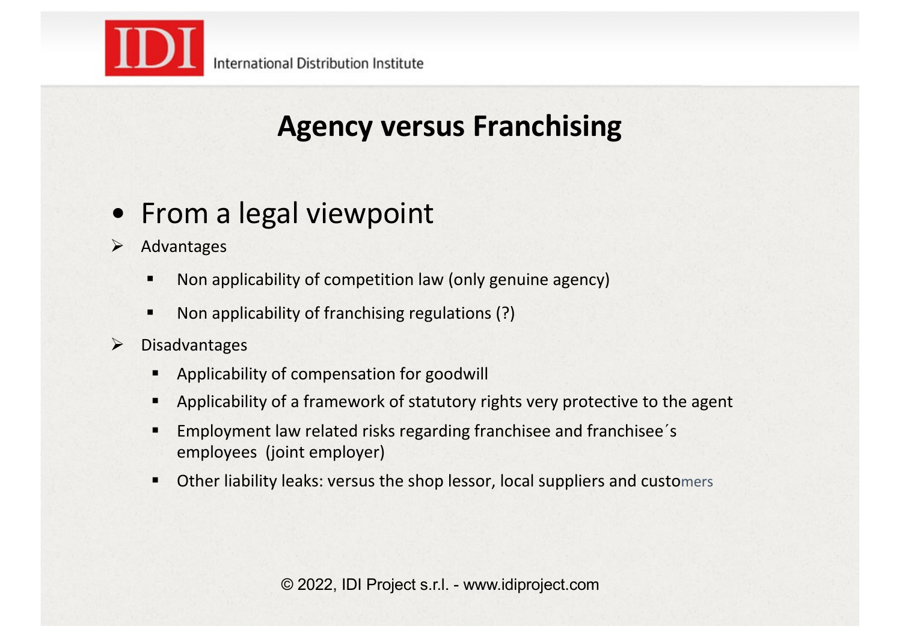# Agency versus Franchising

- From a legal viewpoint

- Advantages
  - Non applicability of competition law (only genuine agency)
  - Non applicability of franchising regulations (?)
- Disadvantages
  - Applicability of compensation for goodwill
  - Applicability of a framework of statutory rights very protective to the agent
  - Employment law related risks regarding franchisee and franchisee´s employees (joint employer)
  - Other liability leaks: versus the shop lessor, local suppliers and customers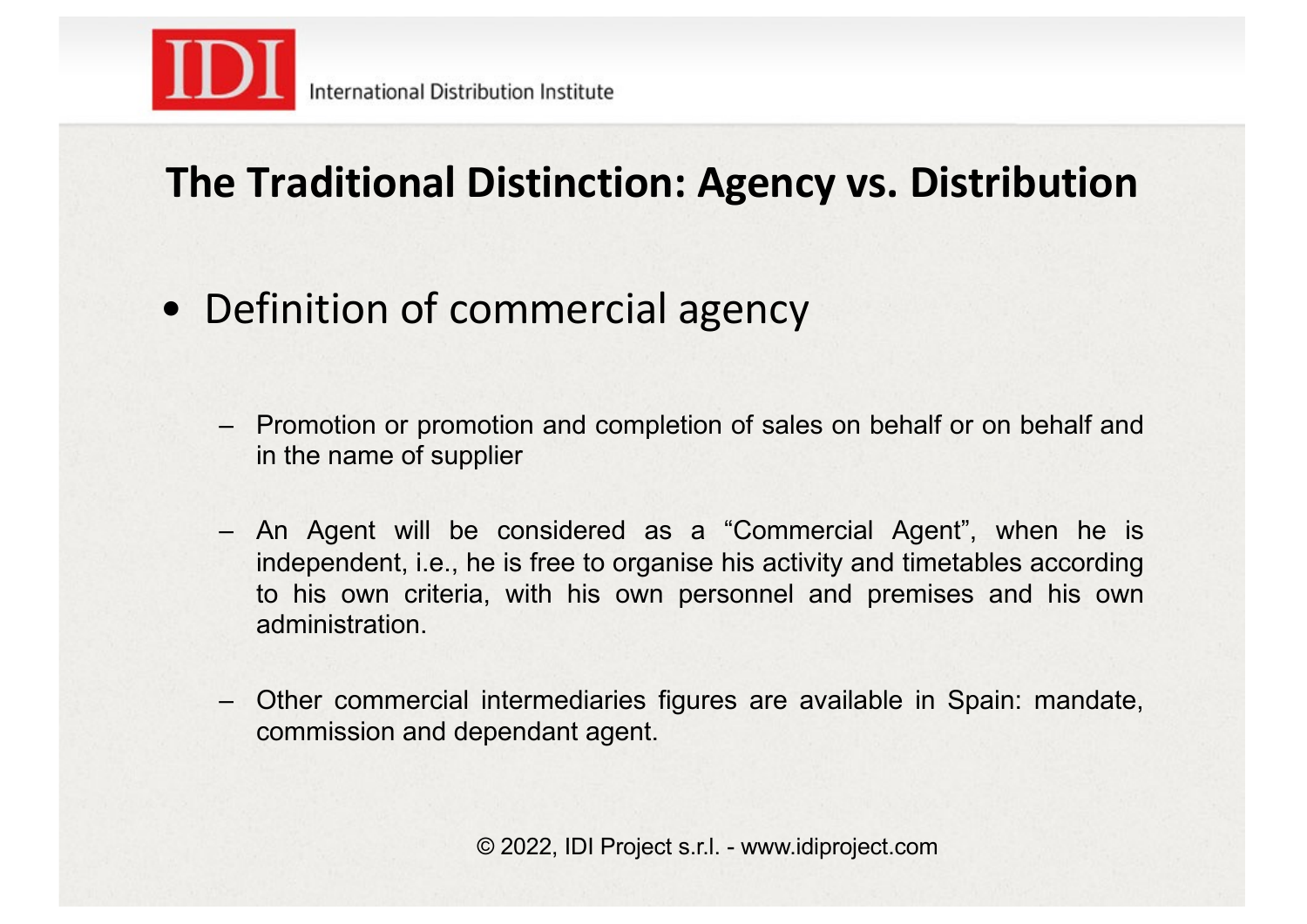## The Traditional Distinction: Agency vs. Distribution

- Definition of commercial agency
  - Promotion or promotion and completion of sales on behalf or on behalf and in the name of supplier
  - An Agent will be considered as a "Commercial Agent", when he is independent, i.e., he is free to organise his activity and timetables according to his own criteria, with his own personnel and premises and his own administration.
  - Other commercial intermediaries figures are available in Spain: mandate, commission and dependant agent.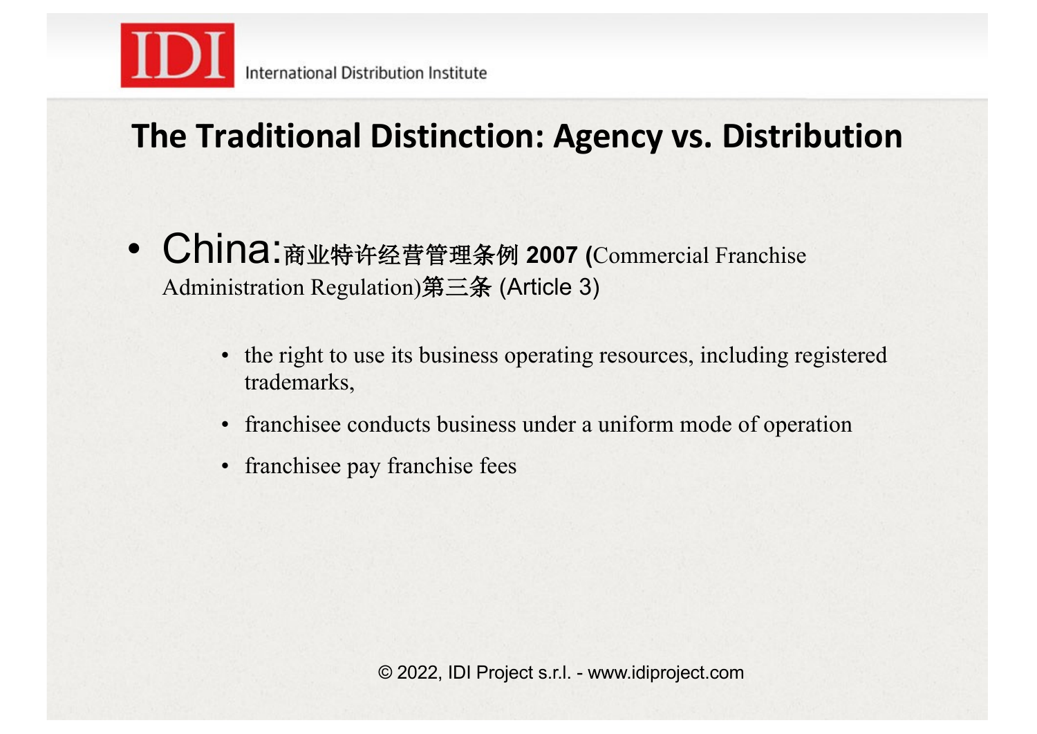## The Traditional Distinction: Agency vs. Distribution

- China:商业特许经营管理条例 **2007 (**Commercial Franchise Administration Regulation)第三条 (Article 3)

    - the right to use its business operating resources, including registered trademarks,
    - franchisee conducts business under a uniform mode of operation
    - franchisee pay franchise fees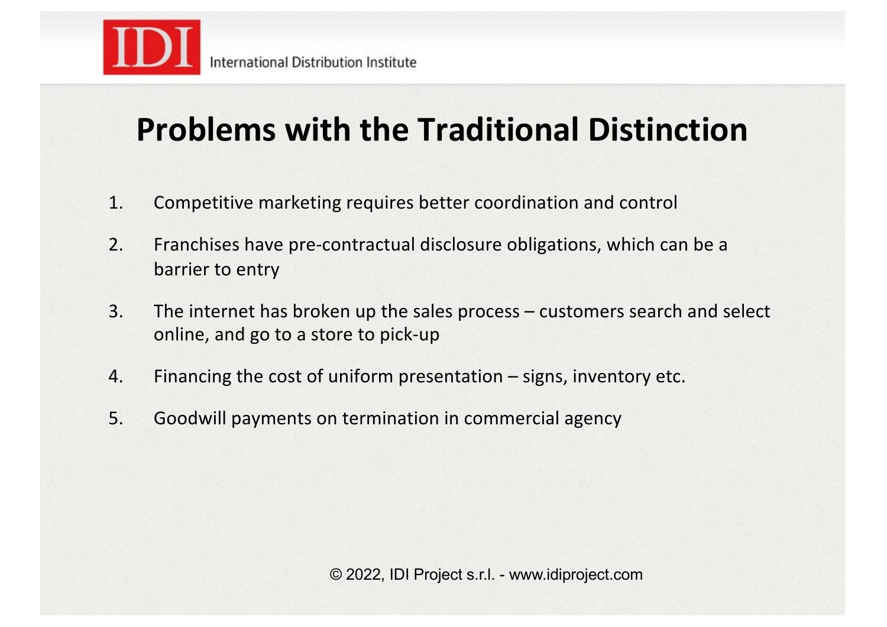# Problems with the Traditional Distinction

1. Competitive marketing requires better coordination and control
2. Franchises have pre-contractual disclosure obligations, which can be a barrier to entry
3. The internet has broken up the sales process – customers search and select online, and go to a store to pick-up
4. Financing the cost of uniform presentation – signs, inventory etc.
5. Goodwill payments on termination in commercial agency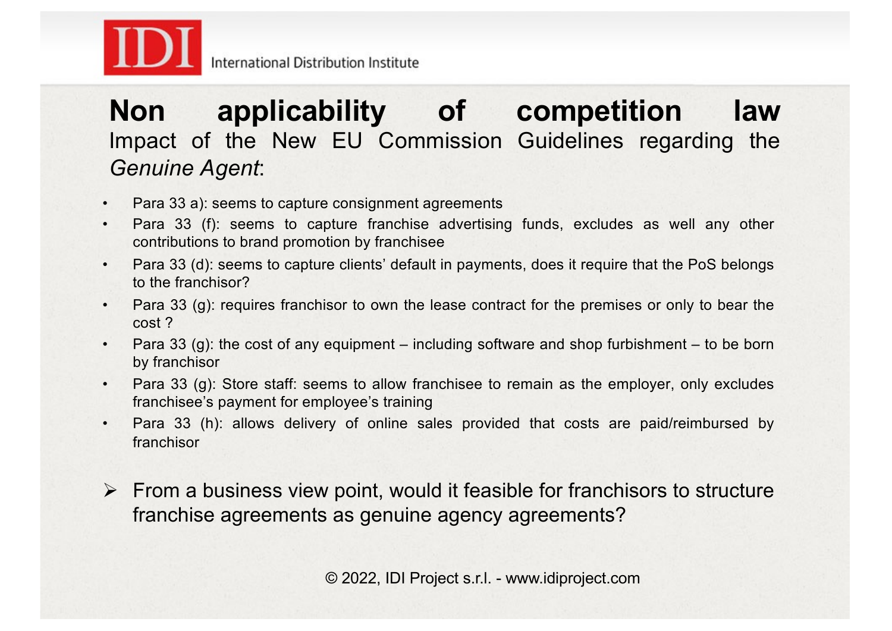# Non applicability of competition law

Impact of the New EU Commission Guidelines regarding the *Genuine Agent*:

- Para 33 a): seems to capture consignment agreements
- Para 33 (f): seems to capture franchise advertising funds, excludes as well any other contributions to brand promotion by franchisee
- Para 33 (d): seems to capture clients' default in payments, does it require that the PoS belongs to the franchisor?
- Para 33 (g): requires franchisor to own the lease contract for the premises or only to bear the cost ?
- Para 33 (g): the cost of any equipment – including software and shop furbishment – to be born by franchisor
- Para 33 (g): Store staff: seems to allow franchisee to remain as the employer, only excludes franchisee's payment for employee's training
- Para 33 (h): allows delivery of online sales provided that costs are paid/reimbursed by franchisor

➢ From a business view point, would it feasible for franchisors to structure franchise agreements as genuine agency agreements?

© 2022, IDI Project s.r.l. - www.idiproject.com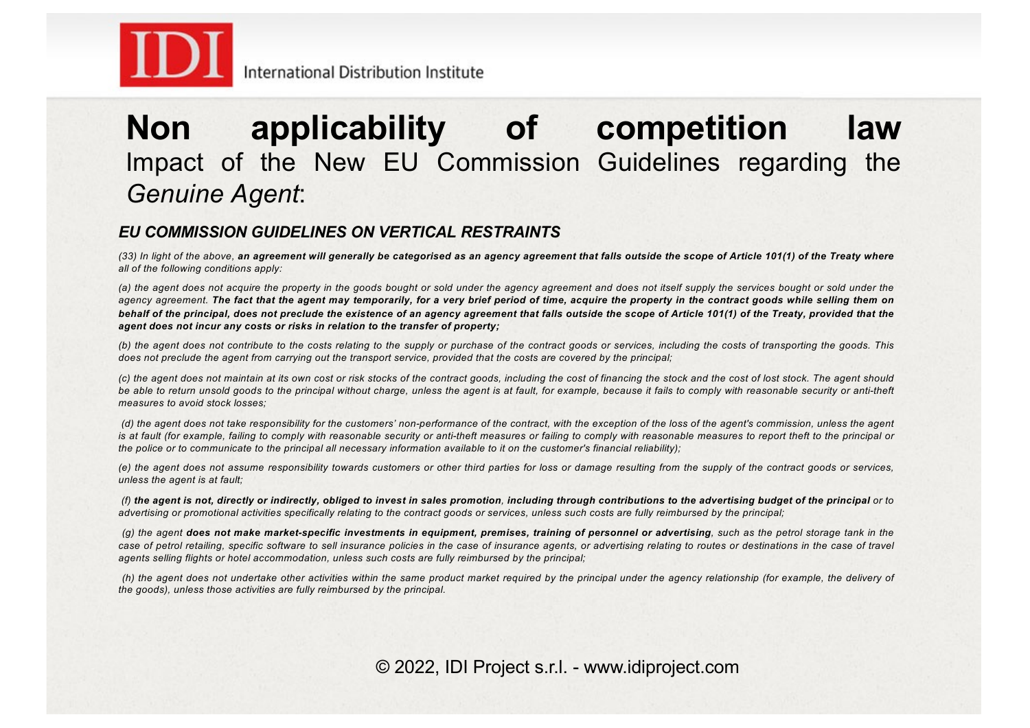# Non applicability of competition law

Impact of the New EU Commission Guidelines regarding the *Genuine Agent*:

### *EU COMMISSION GUIDELINES ON VERTICAL RESTRAINTS*

*(33) In light of the above,* ***an agreement will generally be categorised as an agency agreement that falls outside the scope of Article 101(1) of the Treaty where*** *all of the following conditions apply:*

*(a) the agent does not acquire the property in the goods bought or sold under the agency agreement and does not itself supply the services bought or sold under the agency agreement.* ***The fact that the agent may temporarily, for a very brief period of time, acquire the property in the contract goods while selling them on behalf of the principal, does not preclude the existence of an agency agreement that falls outside the scope of Article 101(1) of the Treaty, provided that the agent does not incur any costs or risks in relation to the transfer of property;***

*(b) the agent does not contribute to the costs relating to the supply or purchase of the contract goods or services, including the costs of transporting the goods. This does not preclude the agent from carrying out the transport service, provided that the costs are covered by the principal;*

*(c) the agent does not maintain at its own cost or risk stocks of the contract goods, including the cost of financing the stock and the cost of lost stock. The agent should be able to return unsold goods to the principal without charge, unless the agent is at fault, for example, because it fails to comply with reasonable security or anti-theft measures to avoid stock losses;*

*(d) the agent does not take responsibility for the customers' non-performance of the contract, with the exception of the loss of the agent's commission, unless the agent is at fault (for example, failing to comply with reasonable security or anti-theft measures or failing to comply with reasonable measures to report theft to the principal or the police or to communicate to the principal all necessary information available to it on the customer's financial reliability);*

*(e) the agent does not assume responsibility towards customers or other third parties for loss or damage resulting from the supply of the contract goods or services, unless the agent is at fault;*

*(f)* ***the agent is not, directly or indirectly, obliged to invest in sales promotion****,* ***including through contributions to the advertising budget of the principal*** *or to advertising or promotional activities specifically relating to the contract goods or services, unless such costs are fully reimbursed by the principal;*

*(g) the agent* ***does not make market-specific investments in equipment, premises, training of personnel or advertising****, such as the petrol storage tank in the case of petrol retailing, specific software to sell insurance policies in the case of insurance agents, or advertising relating to routes or destinations in the case of travel agents selling flights or hotel accommodation, unless such costs are fully reimbursed by the principal;*

*(h) the agent does not undertake other activities within the same product market required by the principal under the agency relationship (for example, the delivery of the goods), unless those activities are fully reimbursed by the principal.*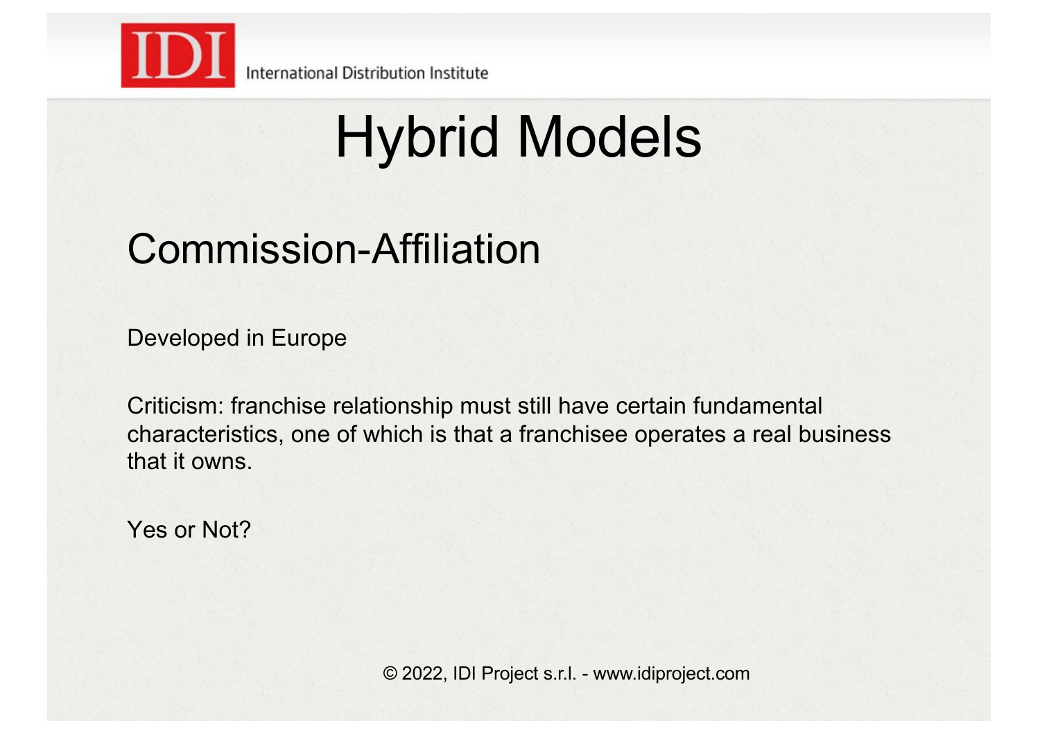# Hybrid Models

## Commission-Affiliation

Developed in Europe

Criticism: franchise relationship must still have certain fundamental characteristics, one of which is that a franchisee operates a real business that it owns.

Yes or Not?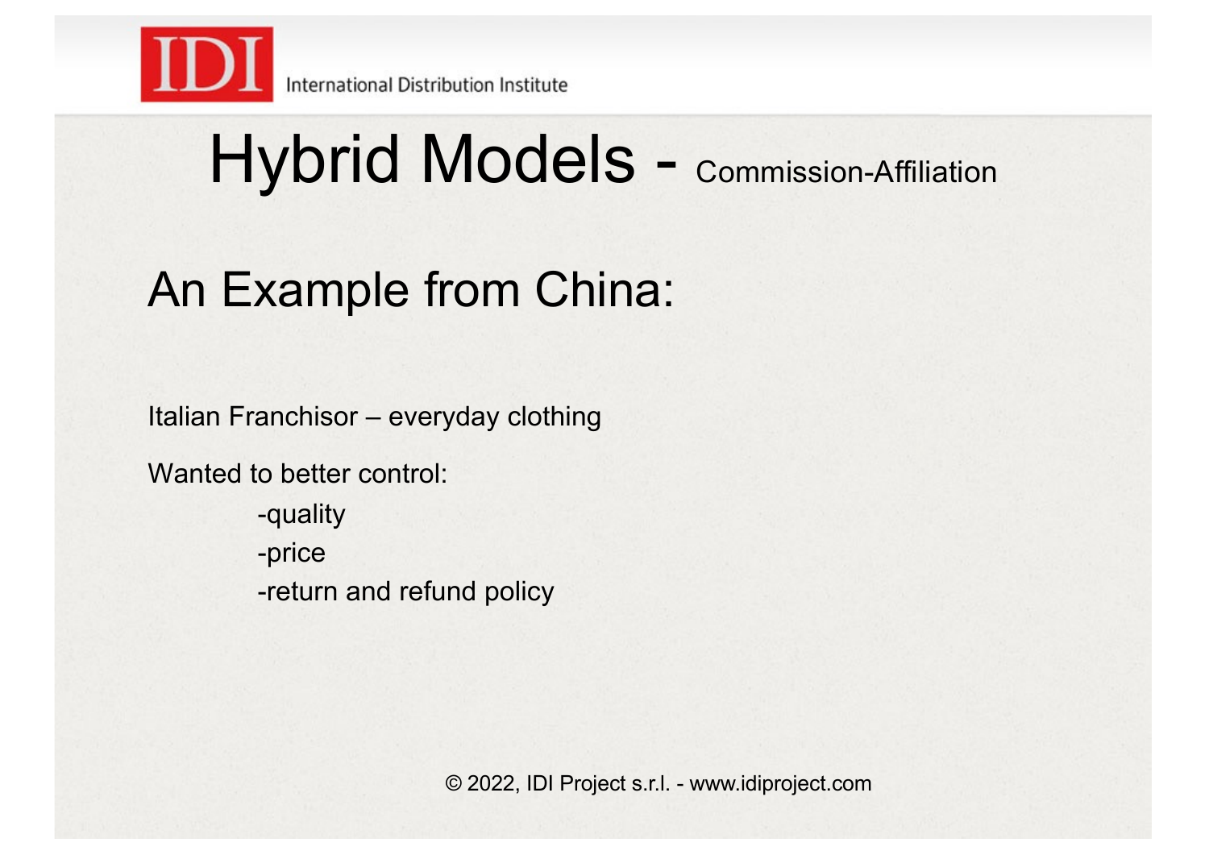# Hybrid Models - Commission-Affiliation

## An Example from China:

Italian Franchisor – everyday clothing

Wanted to better control:

- quality
- price
- return and refund policy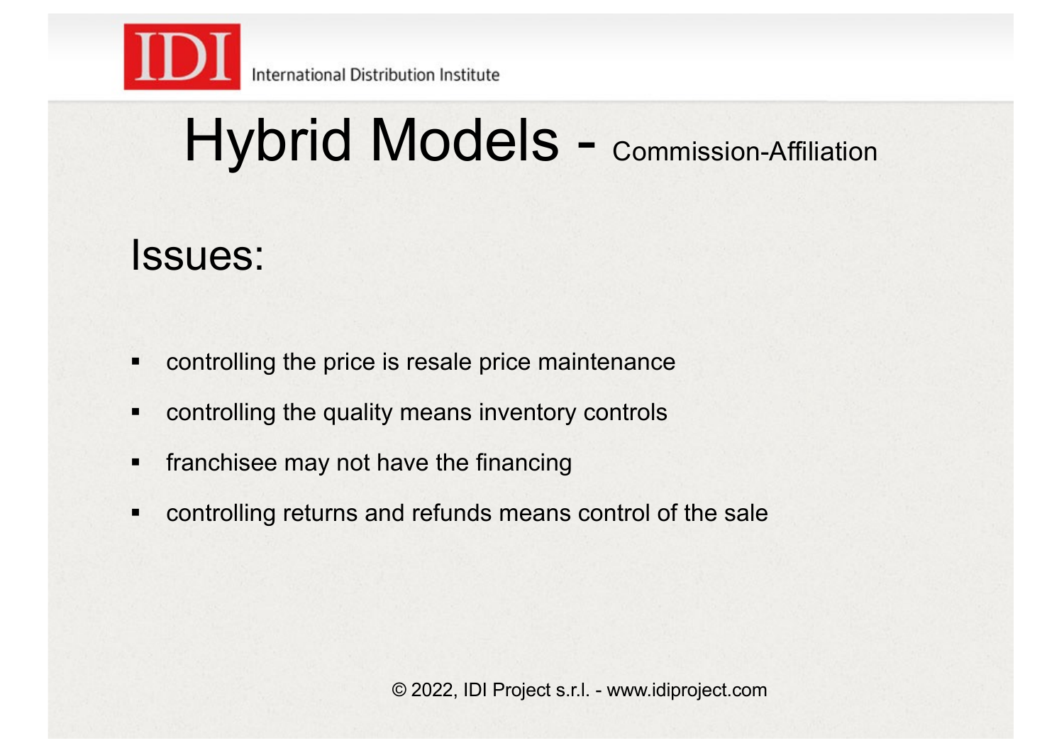# Hybrid Models - Commission-Affiliation

## Issues:

- controlling the price is resale price maintenance
- controlling the quality means inventory controls
- franchisee may not have the financing
- controlling returns and refunds means control of the sale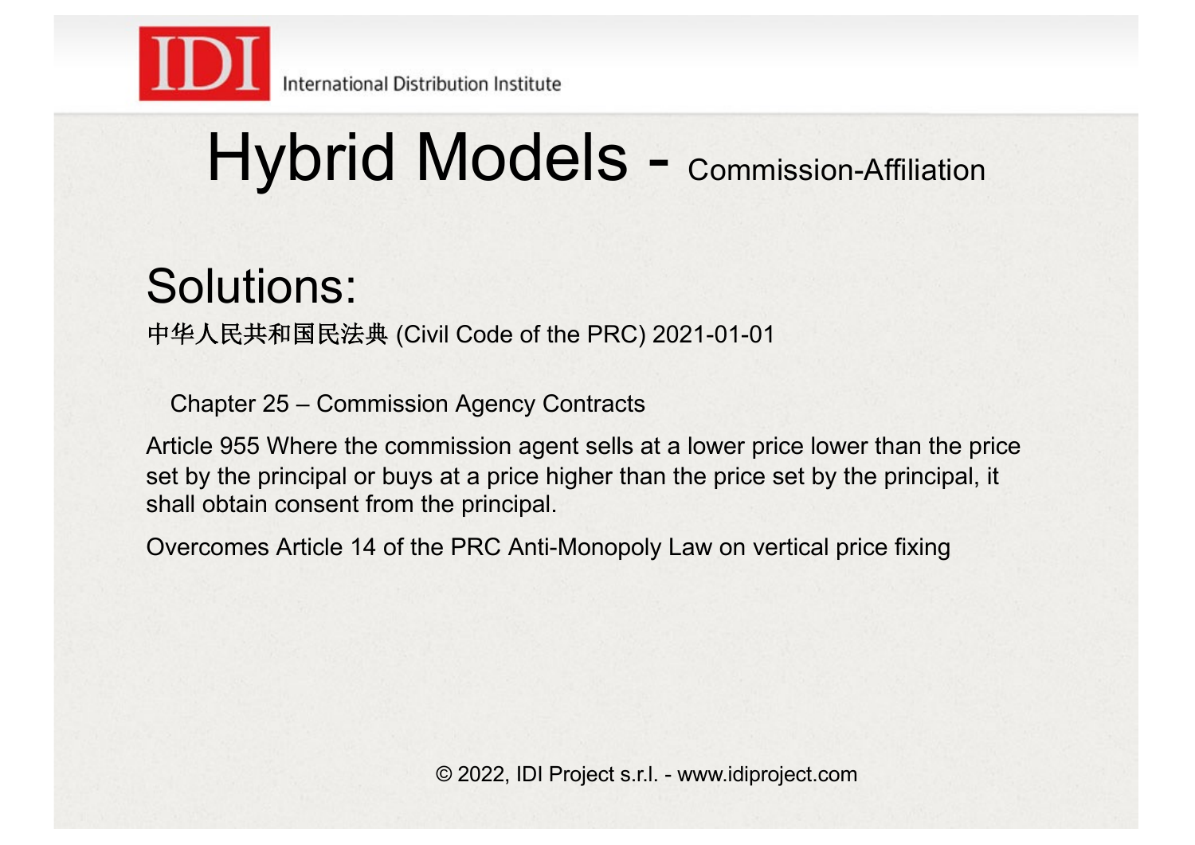# Hybrid Models - Commission-Affiliation

## Solutions:

中华人民共和国民法典 (Civil Code of the PRC) 2021-01-01

Chapter 25 – Commission Agency Contracts

Article 955 Where the commission agent sells at a lower price lower than the price set by the principal or buys at a price higher than the price set by the principal, it shall obtain consent from the principal.

Overcomes Article 14 of the PRC Anti-Monopoly Law on vertical price fixing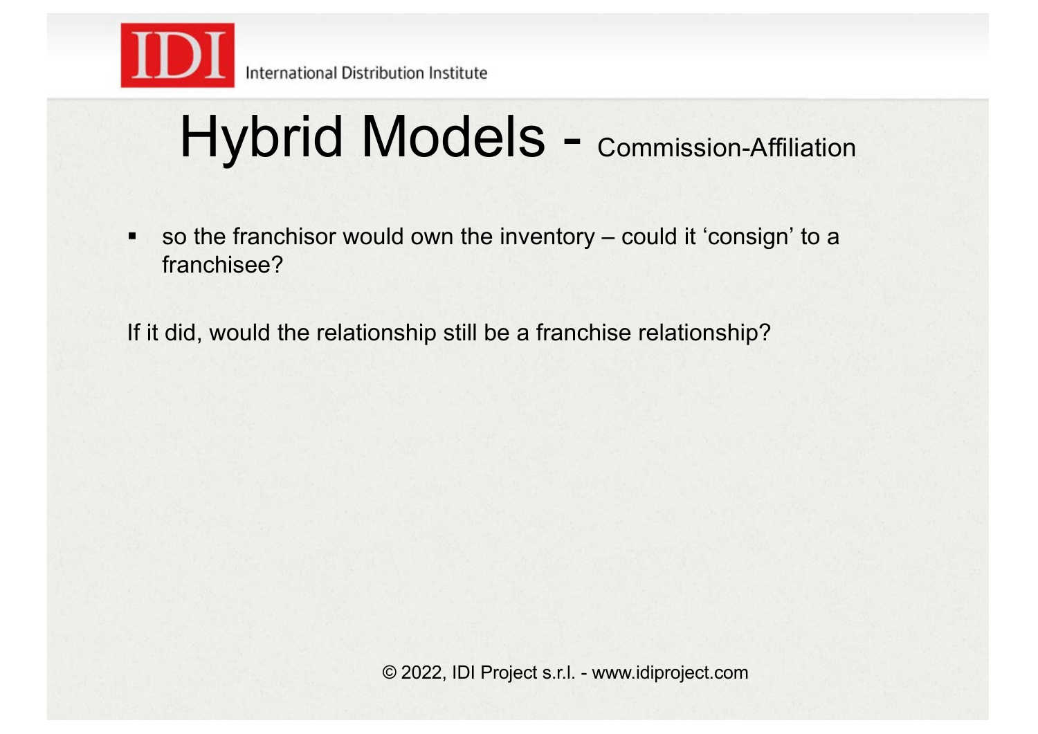# Hybrid Models - Commission-Affiliation

- so the franchisor would own the inventory – could it 'consign' to a franchisee?

If it did, would the relationship still be a franchise relationship?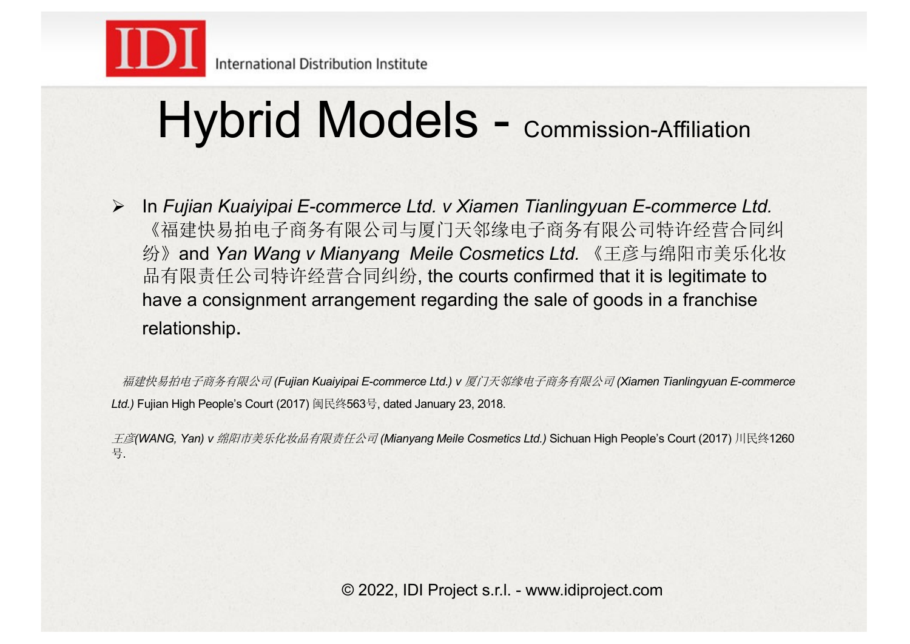# Hybrid Models - Commission-Affiliation

- In *Fujian Kuaiyipai E-commerce Ltd. v Xiamen Tianlingyuan E-commerce Ltd.* 《福建快易拍电子商务有限公司与厦门天邻缘电子商务有限公司特许经营合同纠纷》and *Yan Wang v Mianyang Meile Cosmetics Ltd.* 《王彦与绵阳市美乐化妆品有限责任公司特许经营合同纠纷, the courts confirmed that it is legitimate to have a consignment arrangement regarding the sale of goods in a franchise relationship.

*福建快易拍电子商务有限公司 (Fujian Kuaiyipai E-commerce Ltd.) v 厦门天邻缘电子商务有限公司 (Xiamen Tianlingyuan E-commerce Ltd.)* Fujian High People's Court (2017) 闽民终563号, dated January 23, 2018.

*王彦(WANG, Yan) v 绵阳市美乐化妆品有限责任公司 (Mianyang Meile Cosmetics Ltd.)* Sichuan High People's Court (2017) 川民终1260号.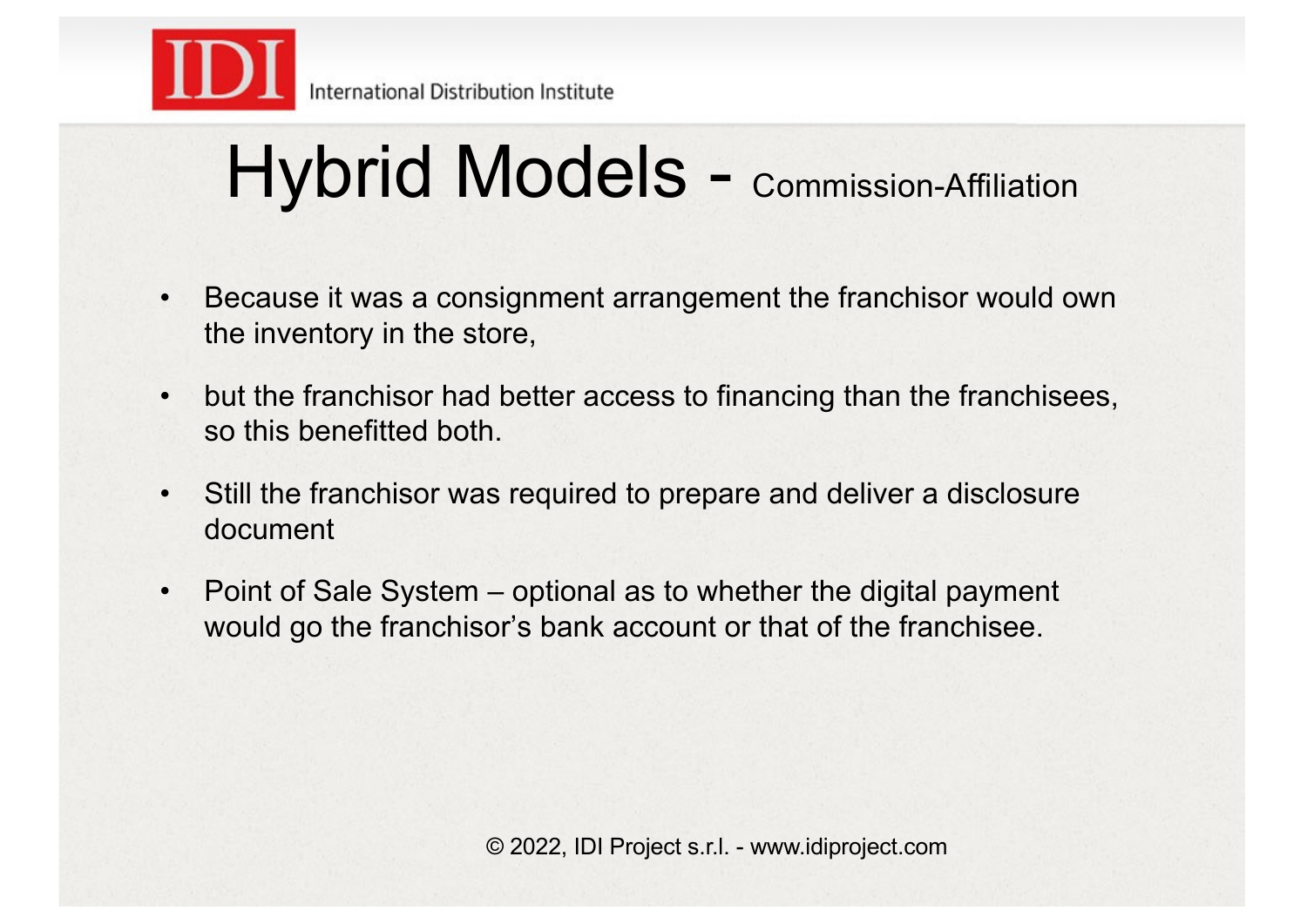# Hybrid Models - Commission-Affiliation

- Because it was a consignment arrangement the franchisor would own the inventory in the store,
- but the franchisor had better access to financing than the franchisees, so this benefitted both.
- Still the franchisor was required to prepare and deliver a disclosure document
- Point of Sale System – optional as to whether the digital payment would go the franchisor's bank account or that of the franchisee.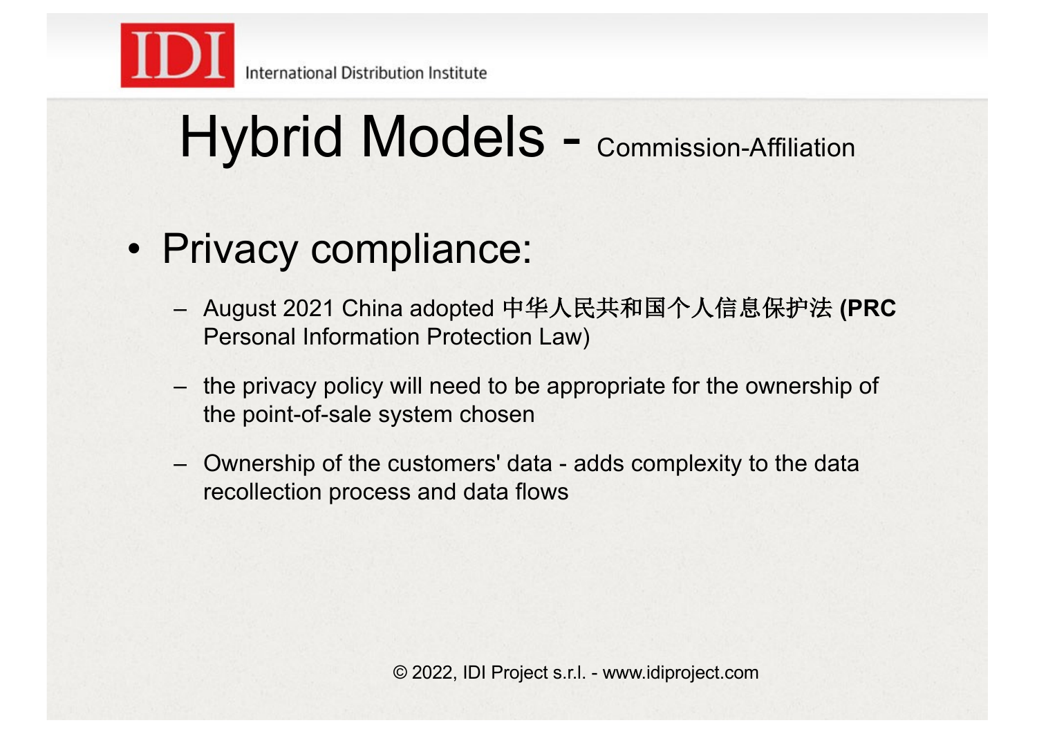# Hybrid Models - Commission-Affiliation

- Privacy compliance:
  - August 2021 China adopted 中华人民共和国个人信息保护法 **(PRC** Personal Information Protection Law)
  - the privacy policy will need to be appropriate for the ownership of the point-of-sale system chosen
  - Ownership of the customers' data - adds complexity to the data recollection process and data flows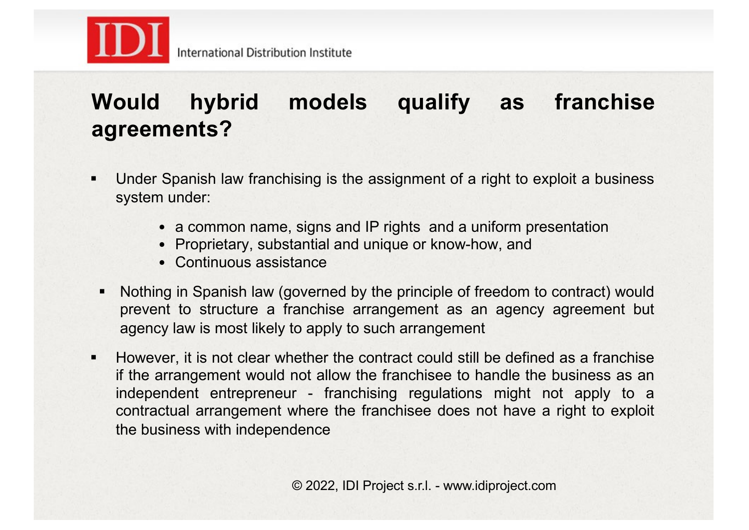## Would hybrid models qualify as franchise agreements?

- Under Spanish law franchising is the assignment of a right to exploit a business system under:
  - a common name, signs and IP rights and a uniform presentation
  - Proprietary, substantial and unique or know-how, and
  - Continuous assistance
- Nothing in Spanish law (governed by the principle of freedom to contract) would prevent to structure a franchise arrangement as an agency agreement but agency law is most likely to apply to such arrangement
- However, it is not clear whether the contract could still be defined as a franchise if the arrangement would not allow the franchisee to handle the business as an independent entrepreneur - franchising regulations might not apply to a contractual arrangement where the franchisee does not have a right to exploit the business with independence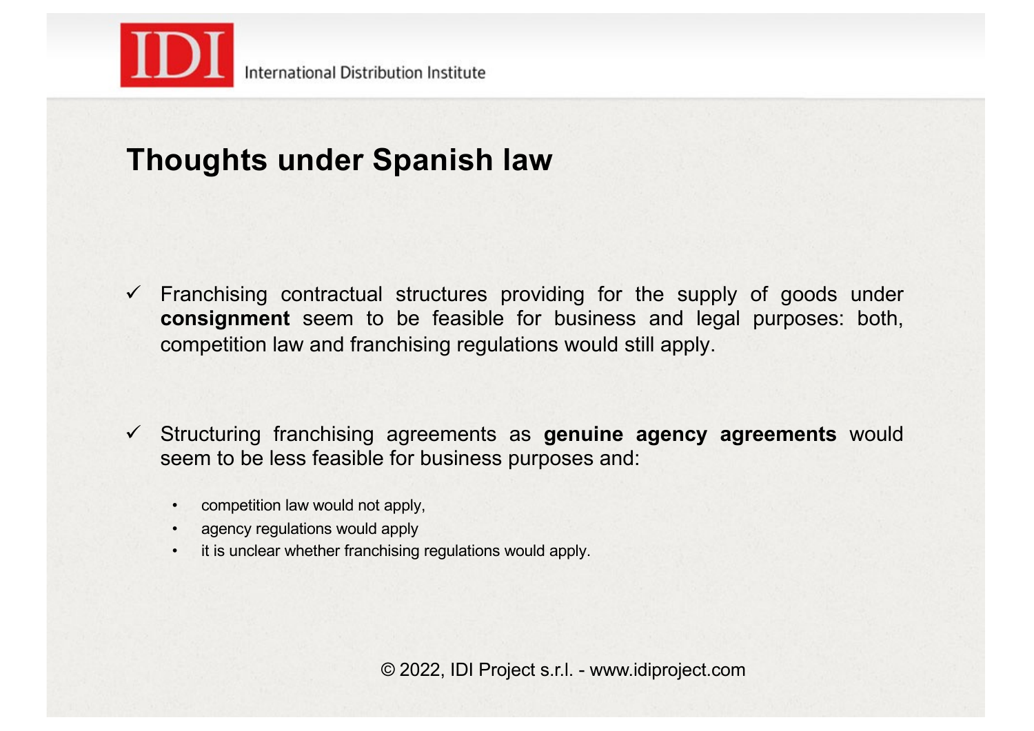## Thoughts under Spanish law

- ✓ Franchising contractual structures providing for the supply of goods under **consignment** seem to be feasible for business and legal purposes: both, competition law and franchising regulations would still apply.

- ✓ Structuring franchising agreements as **genuine agency agreements** would seem to be less feasible for business purposes and:
  - competition law would not apply,
  - agency regulations would apply
  - it is unclear whether franchising regulations would apply.